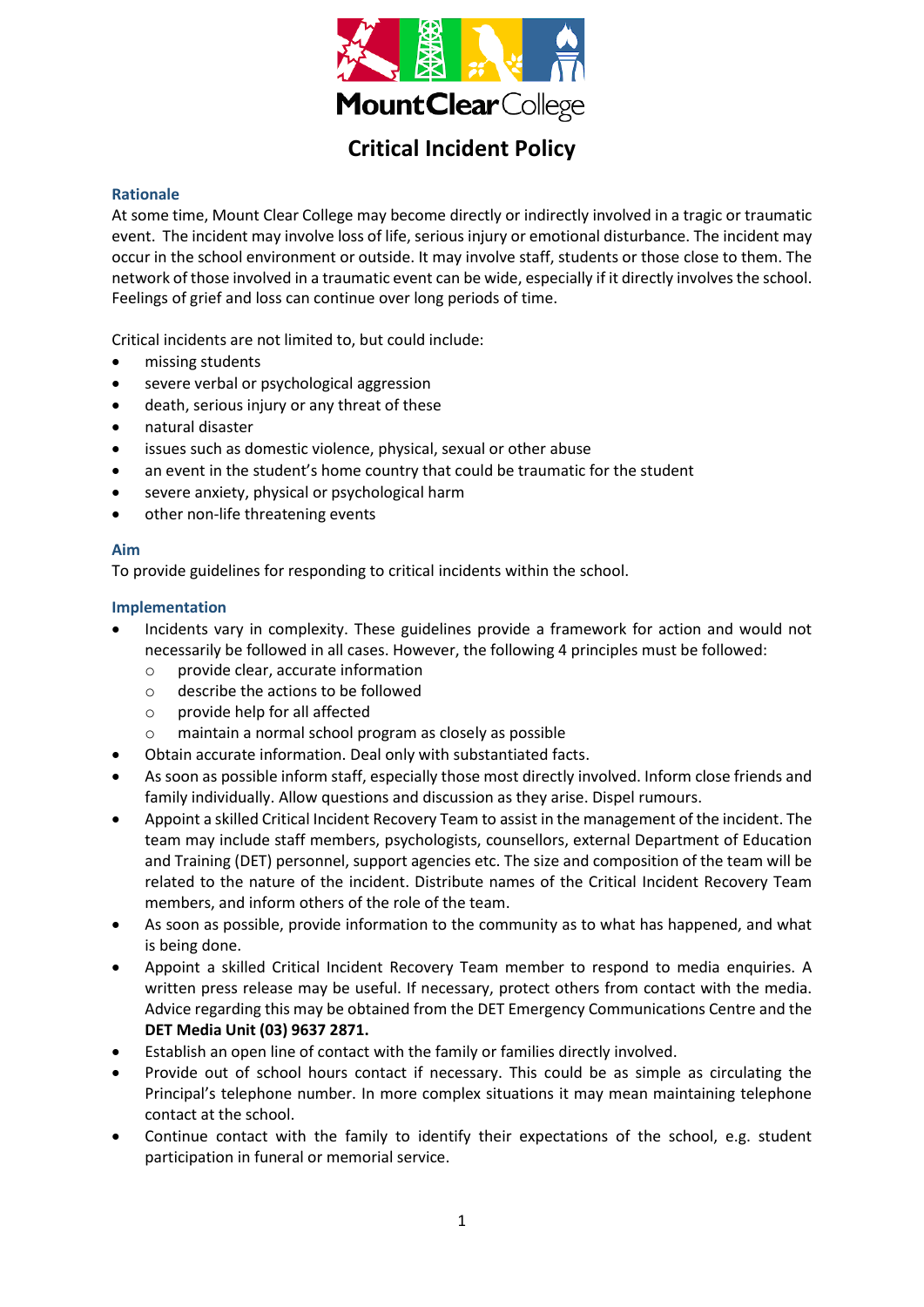MountClear College

# Critical Incident Policy

## Rationale

At some time, Mount Clear College may become directly or indirectly involved in a tragic or traumatic event. The incident may involve loss of life, serious injury or emotional disturbance. The incident may occur in the school environment or outside. It may involve staff, students or those close to them. The network of those involved in a traumatic event can be wide, especially if it directly involves the school. Feelings of grief and loss can continue over long periods of time.

Critical incidents are not limited to, but could include:

- missing students
- severe verbal or psychological aggression
- death, serious injury or any threat of these
- natural disaster
- issues such as domestic violence, physical, sexual or other abuse
- an event in the student's home country that could be traumatic for the student
- severe anxiety, physical or psychological harm
- other non-life threatening events

## Aim

To provide guidelines for responding to critical incidents within the school.

## Implementation

- Incidents vary in complexity. These guidelines provide a framework for action and would not necessarily be followed in all cases. However, the following 4 principles must be followed:
  - provide clear, accurate information
  - describe the actions to be followed
  - provide help for all affected
  - maintain a normal school program as closely as possible
- Obtain accurate information. Deal only with substantiated facts.
- As soon as possible inform staff, especially those most directly involved. Inform close friends and family individually. Allow questions and discussion as they arise. Dispel rumours.
- Appoint a skilled Critical Incident Recovery Team to assist in the management of the incident. The team may include staff members, psychologists, counsellors, external Department of Education and Training (DET) personnel, support agencies etc. The size and composition of the team will be related to the nature of the incident. Distribute names of the Critical Incident Recovery Team members, and inform others of the role of the team.
- As soon as possible, provide information to the community as to what has happened, and what is being done.
- Appoint a skilled Critical Incident Recovery Team member to respond to media enquiries. A written press release may be useful. If necessary, protect others from contact with the media. Advice regarding this may be obtained from the DET Emergency Communications Centre and the **DET Media Unit (03) 9637 2871.**
- Establish an open line of contact with the family or families directly involved.
- Provide out of school hours contact if necessary. This could be as simple as circulating the Principal's telephone number. In more complex situations it may mean maintaining telephone contact at the school.
- Continue contact with the family to identify their expectations of the school, e.g. student participation in funeral or memorial service.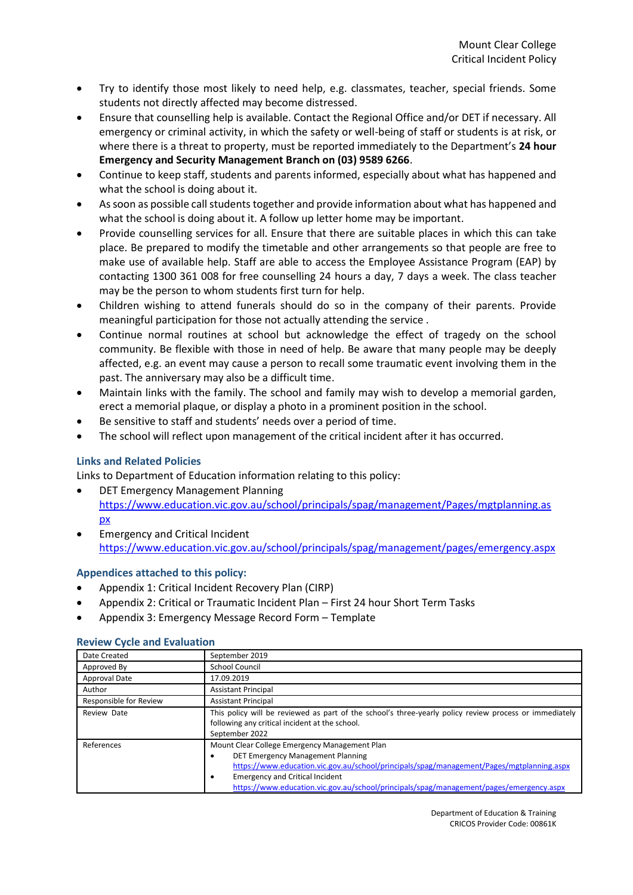- Try to identify those most likely to need help, e.g. classmates, teacher, special friends. Some students not directly affected may become distressed.
- Ensure that counselling help is available. Contact the Regional Office and/or DET if necessary. All emergency or criminal activity, in which the safety or well-being of staff or students is at risk, or where there is a threat to property, must be reported immediately to the Department's **24 hour Emergency and Security Management Branch on (03) 9589 6266**.
- Continue to keep staff, students and parents informed, especially about what has happened and what the school is doing about it.
- As soon as possible call students together and provide information about what has happened and what the school is doing about it. A follow up letter home may be important.
- Provide counselling services for all. Ensure that there are suitable places in which this can take place. Be prepared to modify the timetable and other arrangements so that people are free to make use of available help. Staff are able to access the Employee Assistance Program (EAP) by contacting 1300 361 008 for free counselling 24 hours a day, 7 days a week. The class teacher may be the person to whom students first turn for help.
- Children wishing to attend funerals should do so in the company of their parents. Provide meaningful participation for those not actually attending the service .
- Continue normal routines at school but acknowledge the effect of tragedy on the school community. Be flexible with those in need of help. Be aware that many people may be deeply affected, e.g. an event may cause a person to recall some traumatic event involving them in the past. The anniversary may also be a difficult time.
- Maintain links with the family. The school and family may wish to develop a memorial garden, erect a memorial plaque, or display a photo in a prominent position in the school.
- Be sensitive to staff and students' needs over a period of time.
- The school will reflect upon management of the critical incident after it has occurred.

### Links and Related Policies

Links to Department of Education information relating to this policy:

- DET Emergency Management Planning
  https://www.education.vic.gov.au/school/principals/spag/management/Pages/mgtplanning.aspx
- Emergency and Critical Incident
  https://www.education.vic.gov.au/school/principals/spag/management/pages/emergency.aspx

### Appendices attached to this policy:

- Appendix 1: Critical Incident Recovery Plan (CIRP)
- Appendix 2: Critical or Traumatic Incident Plan – First 24 hour Short Term Tasks
- Appendix 3: Emergency Message Record Form – Template

### Review Cycle and Evaluation

| Date Created | September 2019 |
|---|---|
| Approved By | School Council |
| Approval Date | 17.09.2019 |
| Author | Assistant Principal |
| Responsible for Review | Assistant Principal |
| Review Date | This policy will be reviewed as part of the school's three-yearly policy review process or immediately following any critical incident at the school. September 2022 |
| References | Mount Clear College Emergency Management Plan<br>• DET Emergency Management Planning https://www.education.vic.gov.au/school/principals/spag/management/Pages/mgtplanning.aspx<br>• Emergency and Critical Incident https://www.education.vic.gov.au/school/principals/spag/management/pages/emergency.aspx |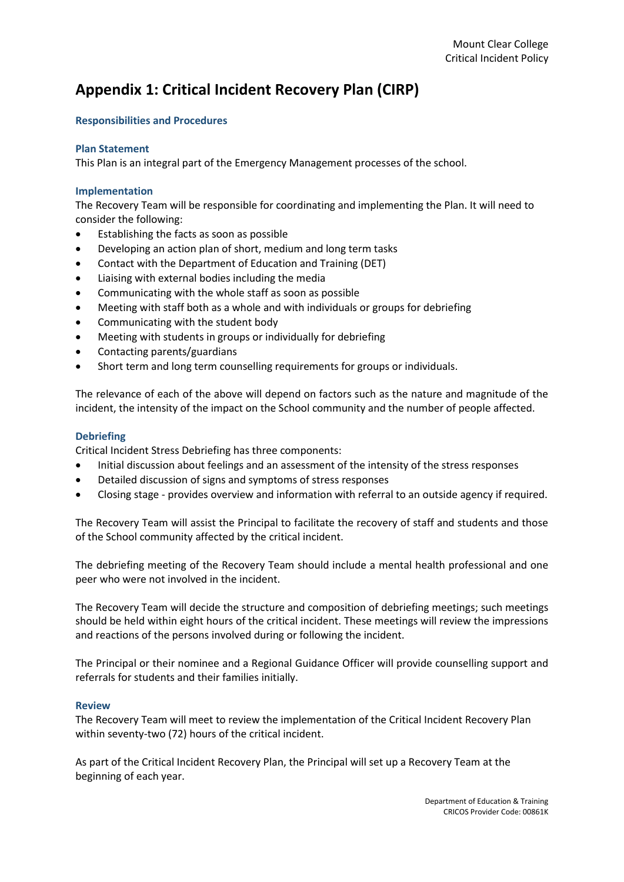# Appendix 1: Critical Incident Recovery Plan (CIRP)

### Responsibilities and Procedures

### Plan Statement

This Plan is an integral part of the Emergency Management processes of the school.

### Implementation

The Recovery Team will be responsible for coordinating and implementing the Plan. It will need to consider the following:

- Establishing the facts as soon as possible
- Developing an action plan of short, medium and long term tasks
- Contact with the Department of Education and Training (DET)
- Liaising with external bodies including the media
- Communicating with the whole staff as soon as possible
- Meeting with staff both as a whole and with individuals or groups for debriefing
- Communicating with the student body
- Meeting with students in groups or individually for debriefing
- Contacting parents/guardians
- Short term and long term counselling requirements for groups or individuals.

The relevance of each of the above will depend on factors such as the nature and magnitude of the incident, the intensity of the impact on the School community and the number of people affected.

### Debriefing

Critical Incident Stress Debriefing has three components:

- Initial discussion about feelings and an assessment of the intensity of the stress responses
- Detailed discussion of signs and symptoms of stress responses
- Closing stage - provides overview and information with referral to an outside agency if required.

The Recovery Team will assist the Principal to facilitate the recovery of staff and students and those of the School community affected by the critical incident.

The debriefing meeting of the Recovery Team should include a mental health professional and one peer who were not involved in the incident.

The Recovery Team will decide the structure and composition of debriefing meetings; such meetings should be held within eight hours of the critical incident. These meetings will review the impressions and reactions of the persons involved during or following the incident.

The Principal or their nominee and a Regional Guidance Officer will provide counselling support and referrals for students and their families initially.

### Review

The Recovery Team will meet to review the implementation of the Critical Incident Recovery Plan within seventy-two (72) hours of the critical incident.

As part of the Critical Incident Recovery Plan, the Principal will set up a Recovery Team at the beginning of each year.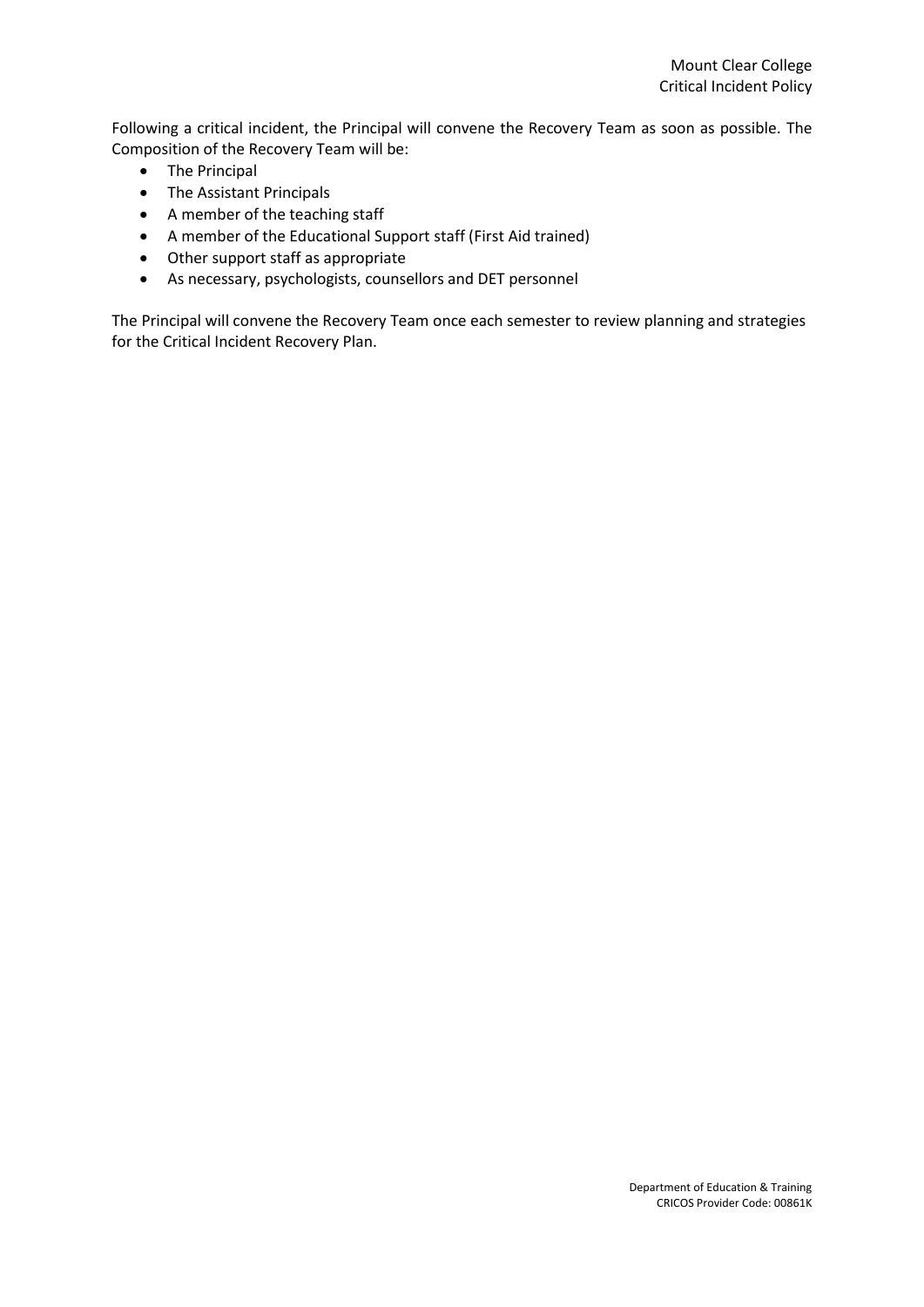Following a critical incident, the Principal will convene the Recovery Team as soon as possible. The Composition of the Recovery Team will be:

- The Principal
- The Assistant Principals
- A member of the teaching staff
- A member of the Educational Support staff (First Aid trained)
- Other support staff as appropriate
- As necessary, psychologists, counsellors and DET personnel

The Principal will convene the Recovery Team once each semester to review planning and strategies for the Critical Incident Recovery Plan.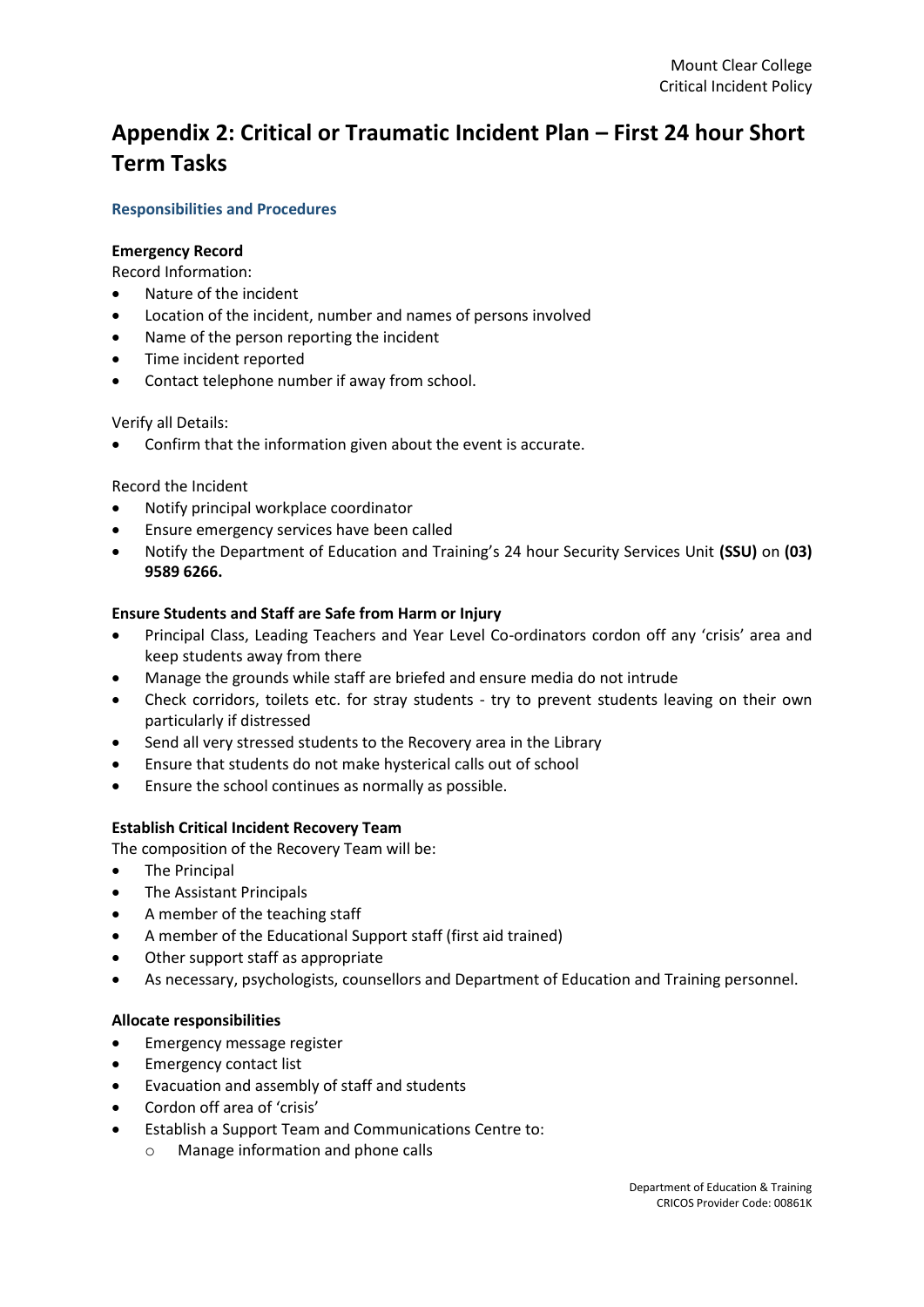# Appendix 2: Critical or Traumatic Incident Plan – First 24 hour Short Term Tasks

## Responsibilities and Procedures

**Emergency Record**

Record Information:

- Nature of the incident
- Location of the incident, number and names of persons involved
- Name of the person reporting the incident
- Time incident reported
- Contact telephone number if away from school.

Verify all Details:

- Confirm that the information given about the event is accurate.

Record the Incident

- Notify principal workplace coordinator
- Ensure emergency services have been called
- Notify the Department of Education and Training's 24 hour Security Services Unit **(SSU)** on **(03) 9589 6266.**

**Ensure Students and Staff are Safe from Harm or Injury**

- Principal Class, Leading Teachers and Year Level Co-ordinators cordon off any 'crisis' area and keep students away from there
- Manage the grounds while staff are briefed and ensure media do not intrude
- Check corridors, toilets etc. for stray students - try to prevent students leaving on their own particularly if distressed
- Send all very stressed students to the Recovery area in the Library
- Ensure that students do not make hysterical calls out of school
- Ensure the school continues as normally as possible.

**Establish Critical Incident Recovery Team**

The composition of the Recovery Team will be:

- The Principal
- The Assistant Principals
- A member of the teaching staff
- A member of the Educational Support staff (first aid trained)
- Other support staff as appropriate
- As necessary, psychologists, counsellors and Department of Education and Training personnel.

**Allocate responsibilities**

- Emergency message register
- Emergency contact list
- Evacuation and assembly of staff and students
- Cordon off area of 'crisis'
- Establish a Support Team and Communications Centre to:
  - Manage information and phone calls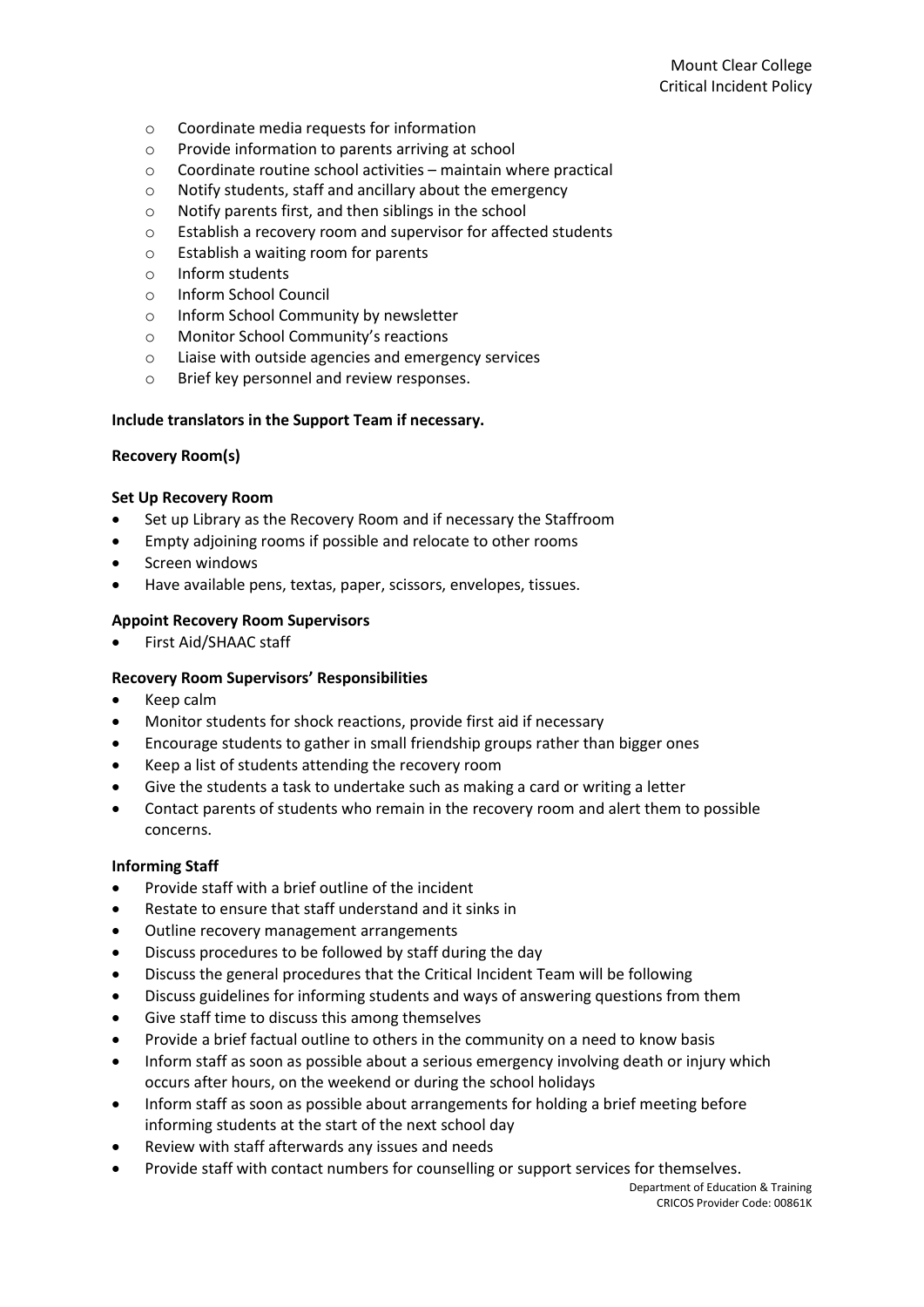- Coordinate media requests for information
  - Provide information to parents arriving at school
  - Coordinate routine school activities – maintain where practical
  - Notify students, staff and ancillary about the emergency
  - Notify parents first, and then siblings in the school
  - Establish a recovery room and supervisor for affected students
  - Establish a waiting room for parents
  - Inform students
  - Inform School Council
  - Inform School Community by newsletter
  - Monitor School Community's reactions
  - Liaise with outside agencies and emergency services
  - Brief key personnel and review responses.

**Include translators in the Support Team if necessary.**

**Recovery Room(s)**

**Set Up Recovery Room**

- Set up Library as the Recovery Room and if necessary the Staffroom
- Empty adjoining rooms if possible and relocate to other rooms
- Screen windows
- Have available pens, textas, paper, scissors, envelopes, tissues.

**Appoint Recovery Room Supervisors**

- First Aid/SHAAC staff

**Recovery Room Supervisors' Responsibilities**

- Keep calm
- Monitor students for shock reactions, provide first aid if necessary
- Encourage students to gather in small friendship groups rather than bigger ones
- Keep a list of students attending the recovery room
- Give the students a task to undertake such as making a card or writing a letter
- Contact parents of students who remain in the recovery room and alert them to possible concerns.

**Informing Staff**

- Provide staff with a brief outline of the incident
- Restate to ensure that staff understand and it sinks in
- Outline recovery management arrangements
- Discuss procedures to be followed by staff during the day
- Discuss the general procedures that the Critical Incident Team will be following
- Discuss guidelines for informing students and ways of answering questions from them
- Give staff time to discuss this among themselves
- Provide a brief factual outline to others in the community on a need to know basis
- Inform staff as soon as possible about a serious emergency involving death or injury which occurs after hours, on the weekend or during the school holidays
- Inform staff as soon as possible about arrangements for holding a brief meeting before informing students at the start of the next school day
- Review with staff afterwards any issues and needs
- Provide staff with contact numbers for counselling or support services for themselves.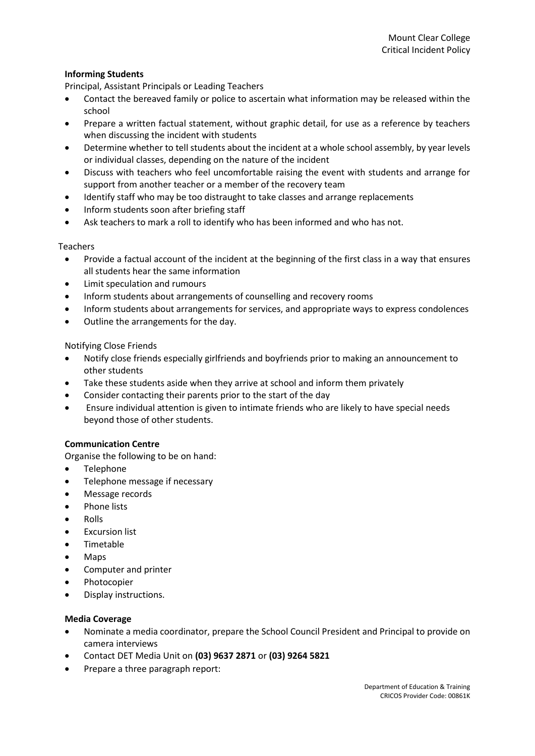**Informing Students**

Principal, Assistant Principals or Leading Teachers

- Contact the bereaved family or police to ascertain what information may be released within the school
- Prepare a written factual statement, without graphic detail, for use as a reference by teachers when discussing the incident with students
- Determine whether to tell students about the incident at a whole school assembly, by year levels or individual classes, depending on the nature of the incident
- Discuss with teachers who feel uncomfortable raising the event with students and arrange for support from another teacher or a member of the recovery team
- Identify staff who may be too distraught to take classes and arrange replacements
- Inform students soon after briefing staff
- Ask teachers to mark a roll to identify who has been informed and who has not.

Teachers

- Provide a factual account of the incident at the beginning of the first class in a way that ensures all students hear the same information
- Limit speculation and rumours
- Inform students about arrangements of counselling and recovery rooms
- Inform students about arrangements for services, and appropriate ways to express condolences
- Outline the arrangements for the day.

Notifying Close Friends

- Notify close friends especially girlfriends and boyfriends prior to making an announcement to other students
- Take these students aside when they arrive at school and inform them privately
- Consider contacting their parents prior to the start of the day
- Ensure individual attention is given to intimate friends who are likely to have special needs beyond those of other students.

**Communication Centre**

Organise the following to be on hand:

- Telephone
- Telephone message if necessary
- Message records
- Phone lists
- Rolls
- Excursion list
- Timetable
- Maps
- Computer and printer
- Photocopier
- Display instructions.

**Media Coverage**

- Nominate a media coordinator, prepare the School Council President and Principal to provide on camera interviews
- Contact DET Media Unit on **(03) 9637 2871** or **(03) 9264 5821**
- Prepare a three paragraph report: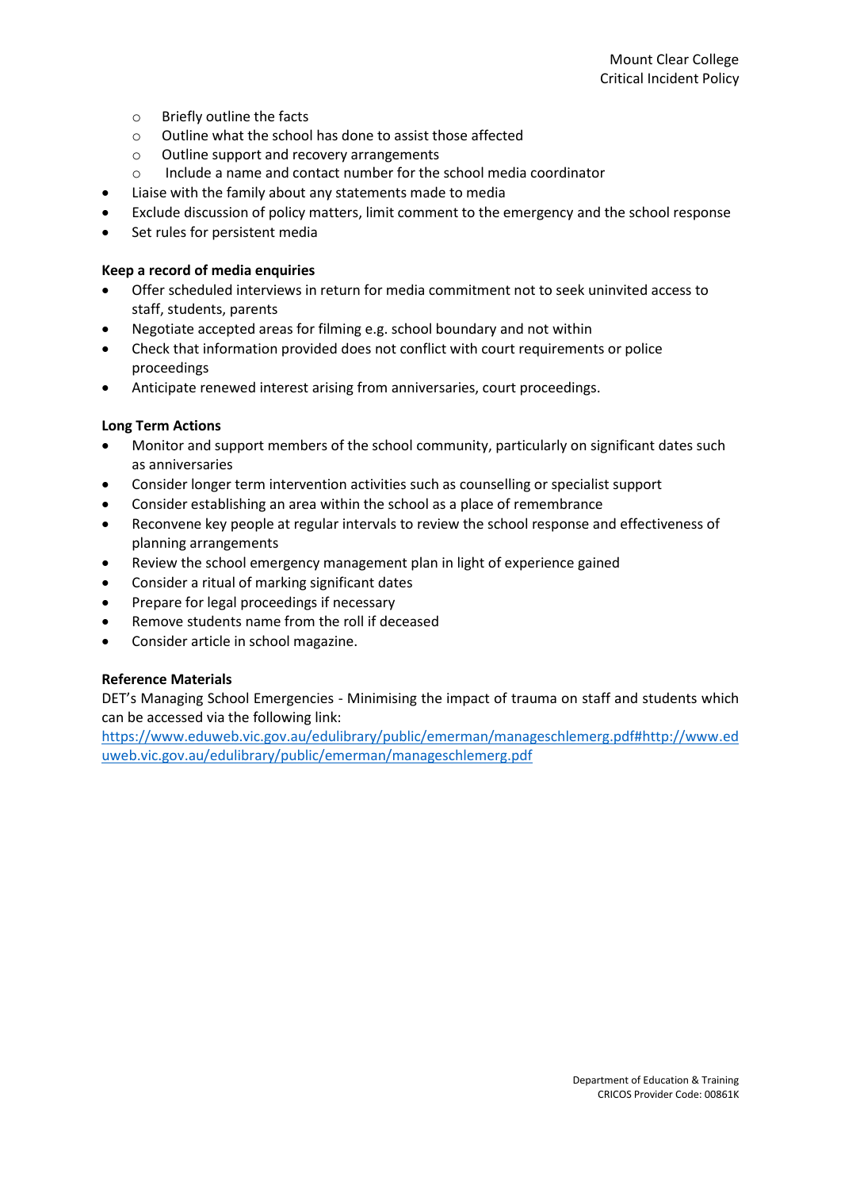- Briefly outline the facts
    - Outline what the school has done to assist those affected
    - Outline support and recovery arrangements
    - Include a name and contact number for the school media coordinator
- Liaise with the family about any statements made to media
- Exclude discussion of policy matters, limit comment to the emergency and the school response
- Set rules for persistent media

**Keep a record of media enquiries**

- Offer scheduled interviews in return for media commitment not to seek uninvited access to staff, students, parents
- Negotiate accepted areas for filming e.g. school boundary and not within
- Check that information provided does not conflict with court requirements or police proceedings
- Anticipate renewed interest arising from anniversaries, court proceedings.

**Long Term Actions**

- Monitor and support members of the school community, particularly on significant dates such as anniversaries
- Consider longer term intervention activities such as counselling or specialist support
- Consider establishing an area within the school as a place of remembrance
- Reconvene key people at regular intervals to review the school response and effectiveness of planning arrangements
- Review the school emergency management plan in light of experience gained
- Consider a ritual of marking significant dates
- Prepare for legal proceedings if necessary
- Remove students name from the roll if deceased
- Consider article in school magazine.

**Reference Materials**

DET's Managing School Emergencies - Minimising the impact of trauma on staff and students which can be accessed via the following link:
https://www.eduweb.vic.gov.au/edulibrary/public/emerman/manageschlemerg.pdf#http://www.eduweb.vic.gov.au/edulibrary/public/emerman/manageschlemerg.pdf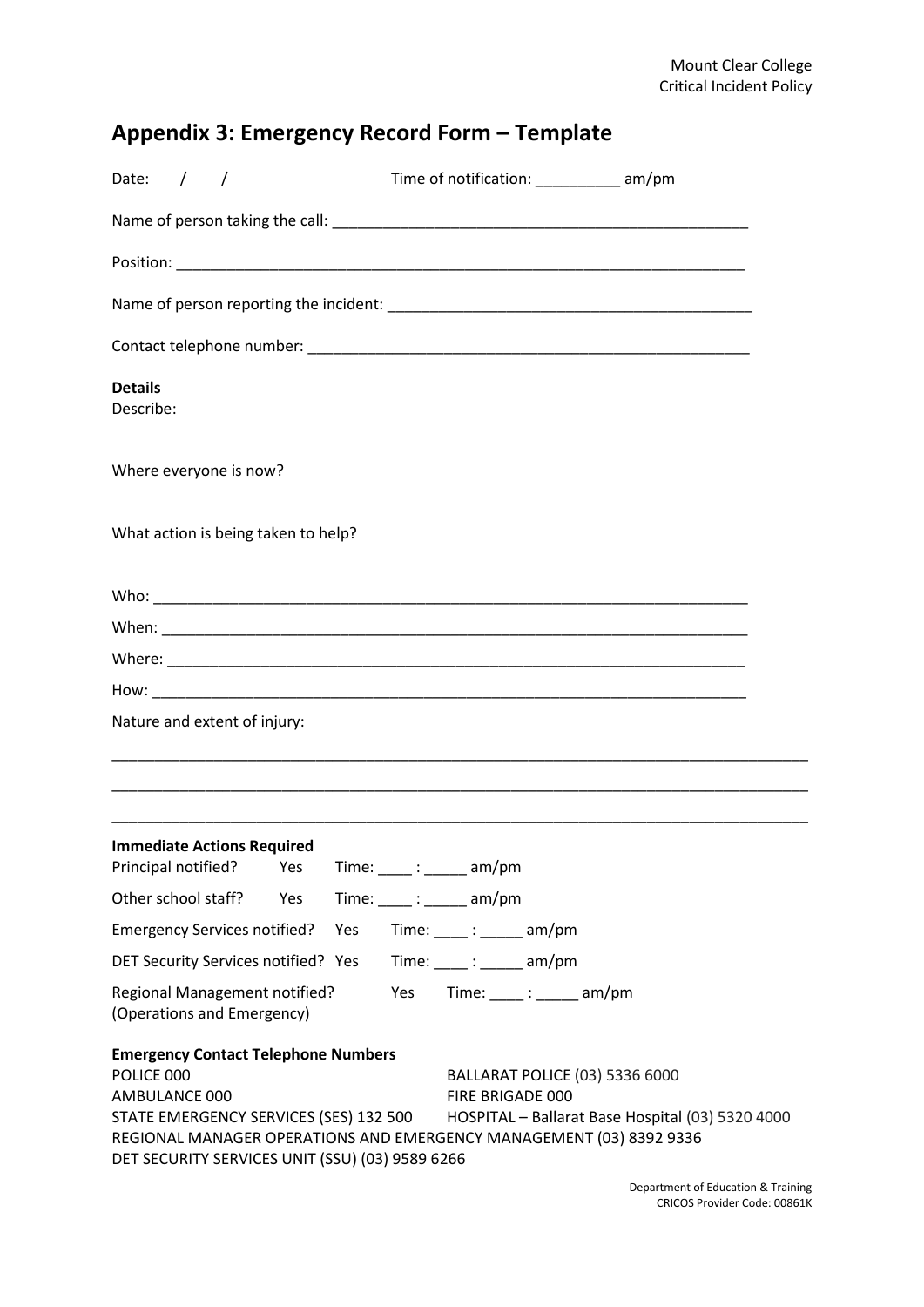## Appendix 3: Emergency Record Form – Template

Date: / / Time of notification: __________ am/pm

Name of person taking the call: __________________________________________________

Position: ____________________________________________________________________

Name of person reporting the incident: ____________________________________________

Contact telephone number: _____________________________________________________

**Details**

Describe:

Where everyone is now?

What action is being taken to help?

Who: _________________________________________________________________________

When: ________________________________________________________________________

Where: _______________________________________________________________________

How: _________________________________________________________________________

Nature and extent of injury:

_____________________________________________________________________________________

_____________________________________________________________________________________

_____________________________________________________________________________________

**Immediate Actions Required**

Principal notified? Yes Time: ____ : _____ am/pm

Other school staff? Yes Time: ____ : _____ am/pm

Emergency Services notified? Yes Time: ____ : _____ am/pm

DET Security Services notified? Yes Time: ____ : _____ am/pm

Regional Management notified? (Operations and Emergency) Yes Time: ____ : _____ am/pm

**Emergency Contact Telephone Numbers**

POLICE 000

BALLARAT POLICE (03) 5336 6000

AMBULANCE 000

FIRE BRIGADE 000

STATE EMERGENCY SERVICES (SES) 132 500

HOSPITAL – Ballarat Base Hospital (03) 5320 4000

REGIONAL MANAGER OPERATIONS AND EMERGENCY MANAGEMENT (03) 8392 9336

DET SECURITY SERVICES UNIT (SSU) (03) 9589 6266